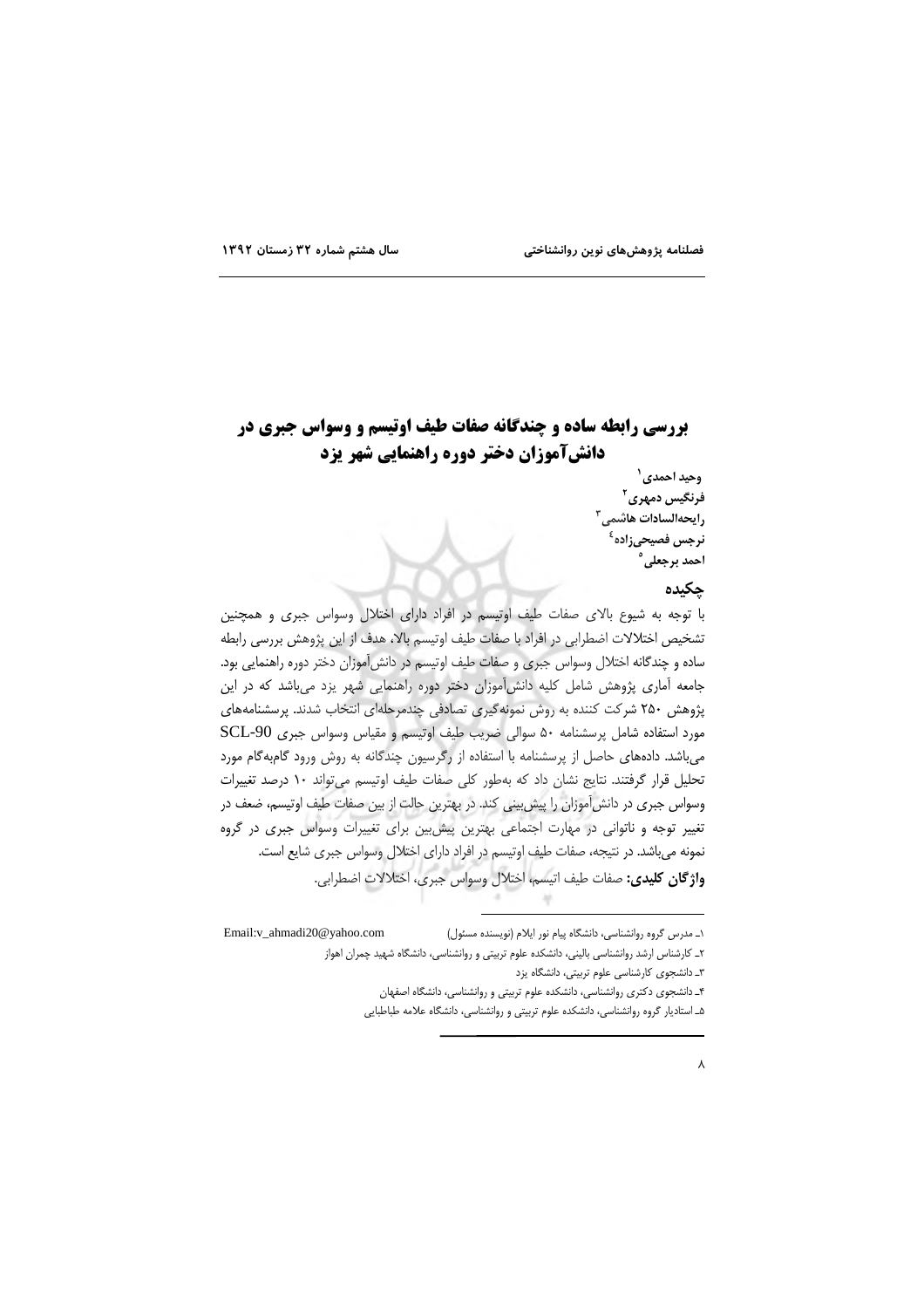# بررسی رابطه ساده و چندگانه صفات طیف اوتیسم و وسواس جبری در دانش‌آموزان دختر دوره راهنمایی شهر یزد

وحید احمدی[1]
فرنگیس دمهری[2]
رایحه‌السادات هاشمی[3]
نرجس فصیحی‌زاده[4]
احمد برجعلی[5]

## چکیده

با توجه به شیوع بالای صفات طیف اوتیسم در افراد دارای اختلال وسواس جبری و همچنین تشخیص اختلالات اضطرابی در افراد با صفات طیف اوتیسم بالا، هدف از این پژوهش بررسی رابطه ساده و چندگانه اختلال وسواس جبری و صفات طیف اوتیسم در دانش‌آموزان دختر دوره راهنمایی بود. جامعه آماری پژوهش شامل کلیه دانش‌آموزان دختر دوره راهنمایی شهر یزد می‌باشد که در این پژوهش ۲۵۰ شرکت کننده به روش نمونه‌گیری تصادفی چندمرحله‌ای انتخاب شدند. پرسشنامه‌های مورد استفاده شامل پرسشنامه ۵۰ سوالی ضریب طیف اوتیسم و مقیاس وسواس جبری SCL-90 می‌باشد. داده‌های حاصل از پرسشنامه با استفاده از رگرسیون چندگانه به روش ورود گام‌به‌گام مورد تحلیل قرار گرفتند. نتایج نشان داد که به‌طور کلی صفات طیف اوتیسم می‌تواند ۱۰ درصد تغییرات وسواس جبری در دانش‌آموزان را پیش‌بینی کند. در بهترین حالت از بین صفات طیف اوتیسم، ضعف در تغییر توجه و ناتوانی در مهارت اجتماعی بهترین پیش‌بین برای تغییرات وسواس جبری در گروه نمونه می‌باشد. در نتیجه، صفات طیف اوتیسم در افراد دارای اختلال وسواس جبری شایع است.

**واژگان کلیدی:** صفات طیف اتیسم، اختلال وسواس جبری، اختلالات اضطرابی.

---

۱ـ مدرس گروه روانشناسی، دانشگاه پیام نور ایلام (نویسنده مسئول) Email:v_ahmadi20@yahoo.com

۲ـ کارشناس ارشد روانشناسی بالینی، دانشکده علوم تربیتی و روانشناسی، دانشگاه شهید چمران اهواز

۳ـ دانشجوی کارشناسی علوم تربیتی، دانشگاه یزد

۴ـ دانشجوی دکتری روانشناسی، دانشکده علوم تربیتی و روانشناسی، دانشگاه اصفهان

۵ـ استادیار گروه روانشناسی، دانشکده علوم تربیتی و روانشناسی، دانشگاه علامه طباطبایی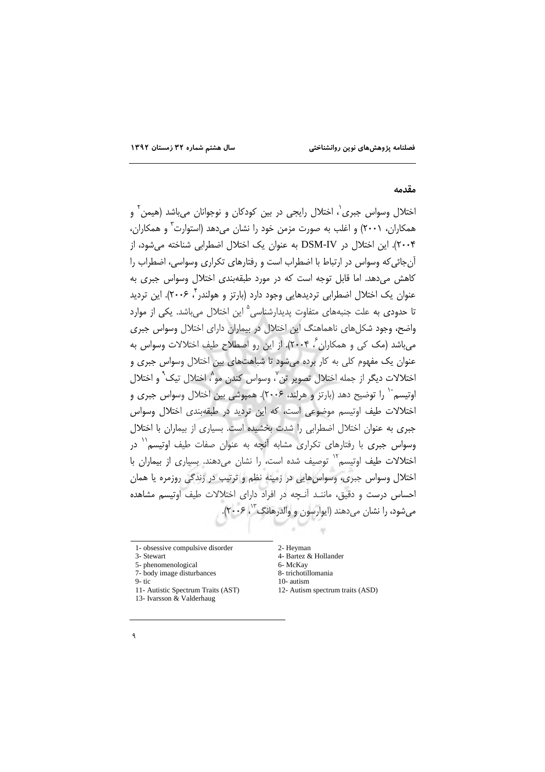## مقدمه

اختلال وسواس جبری[1]، اختلال رایجی در بین کودکان و نوجوانان می‌باشد (هیمن[2] و همکاران، ۲۰۰۱) و اغلب به صورت مزمن خود را نشان می‌دهد (استوارت[3] و همکاران، ۲۰۰۴). این اختلال در DSM-IV به عنوان یک اختلال اضطرابی شناخته می‌شود، از آن‌جائی‌که وسواس در ارتباط با اضطراب است و رفتارهای تکراری وسواسی، اضطراب را کاهش می‌دهد. اما قابل توجه است که در مورد طبقه‌بندی اختلال وسواس جبری به عنوان یک اختلال اضطرابی تردیدهایی وجود دارد (بارتز و هولندر[4]، ۲۰۰۶). این تردید تا حدودی به علت جنبه‌های متفاوت پدیدارشناسی[5] این اختلال می‌باشد. یکی از موارد واضح، وجود شکل‌های ناهماهنگ این اختلال در بیماران دارای اختلال وسواس جبری می‌باشد (مک کی و همکاران[6]، ۲۰۰۴). از این رو اصطلاح طیف اختلالات وسواس به عنوان یک مفهوم کلی به کار برده می‌شود تا شباهت‌های بین اختلال وسواس جبری و اختلالات دیگر از جمله اختلال تصویر تن[7]، وسواس کندن مو[8]، اختلال تیک[9] و اختلال اوتیسم[10] را توضیح دهد (بارتز و هرلند، ۲۰۰۶). همپوشی بین اختلال وسواس جبری و اختلالات طیف اوتیسم موضوعی است، که این تردید در طبقه‌بندی اختلال وسواس جبری به عنوان اختلال اضطرابی را شدت بخشیده است. بسیاری از بیماران با اختلال وسواس جبری با رفتارهای تکراری مشابه آنچه به عنوان صفات طیف اوتیسم[11] در اختلالات طیف اوتیسم[12] توصیف شده است، را نشان می‌دهند. بسیاری از بیماران با اختلال وسواس جبری، وسواس‌هایی در زمینه نظم و ترتیب در زندگی روزمره یا همان احساس درست و دقیق، مانند آنچه در افراد دارای اختلالات طیف اوتیسم مشاهده می‌شود، را نشان می‌دهند (ایوارسون و والدرهانگ[13]، ۲�۰۰۶).

---

1- obsessive compulsive disorder
2- Heyman
3- Stewart
4- Bartez & Hollander
5- phenomenological
6- McKay
7- body image disturbances
8- trichotillomania
9- tic
10- autism
11- Autistic Spectrum Traits (AST)
12- Autism spectrum traits (ASD)
13- Ivarsson & Valderhaug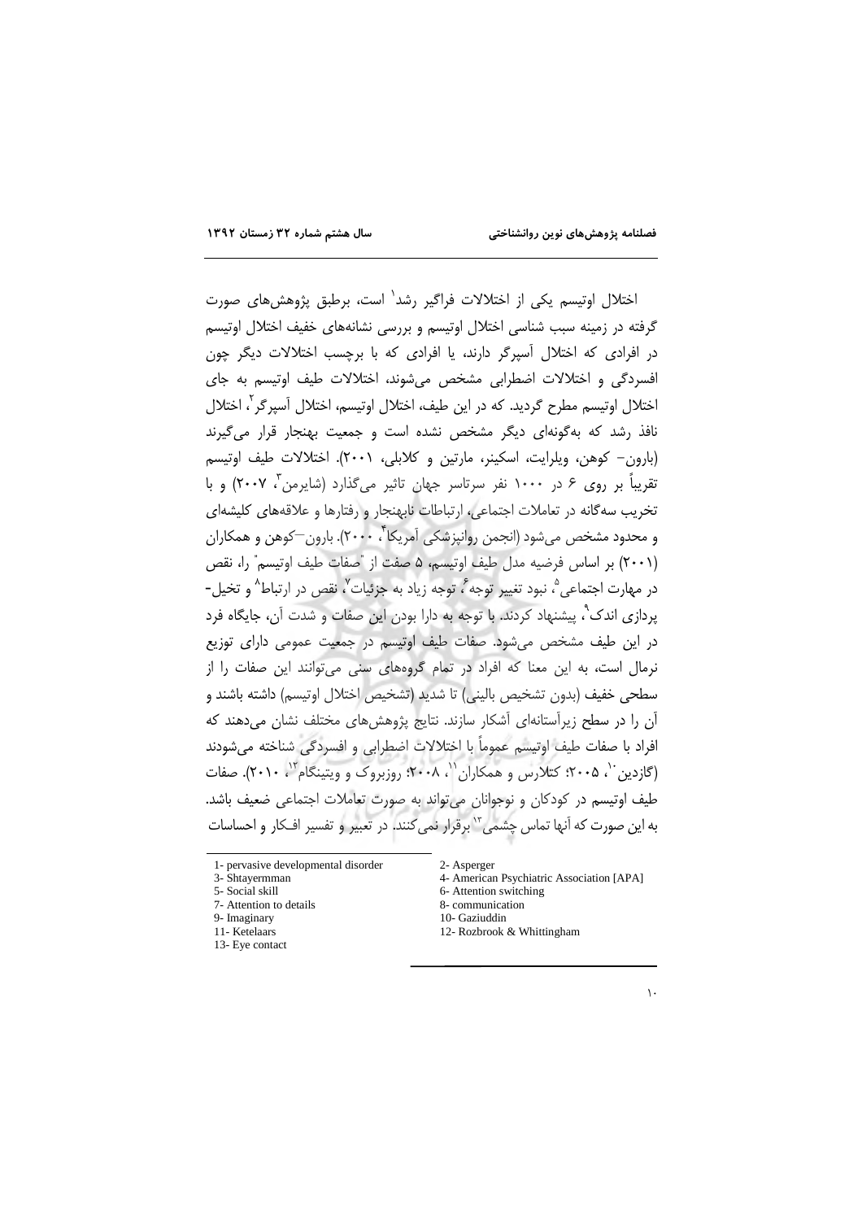اختلال اوتیسم یکی از اختلالات فراگیر رشد[1] است، برطبق پژوهش‌های صورت گرفته در زمینه سبب شناسی اختلال اوتیسم و بررسی نشانه‌های خفیف اختلال اوتیسم در افرادی که اختلال آسپرگر دارند، یا افرادی که با برچسب اختلالات دیگر چون افسردگی و اختلالات اضطرابی مشخص می‌شوند، اختلالات طیف اوتیسم به جای اختلال اوتیسم مطرح گردید. که در این طیف، اختلال اوتیسم، اختلال آسپرگر[2]، اختلال نافذ رشد که به‌گونه‌ای دیگر مشخص نشده است و جمعیت بهنجار قرار می‌گیرند (بارون- کوهن، ویلرایت، اسکینر، مارتین و کلابلی، ۲۰۰۱). اختلالات طیف اوتیسم تقریباً بر روی ۶ در ۱۰۰۰ نفر سرتاسر جهان تاثیر می‌گذارد (شایرمن[3]، ۲۰۰۷) و با تخریب سه‌گانه در تعاملات اجتماعی، ارتباطات نابهنجار و رفتارها و علاقه‌های کلیشه‌ای و محدود مشخص می‌شود (انجمن روانپزشکی آمریکا[4]، ۲۰۰۰). بارون–کوهن و همکاران (۲۰۰۱) بر اساس فرضیه مدل طیف اوتیسم، ۵ صفت از "صفات طیف اوتیسم" را، نقص در مهارت اجتماعی[5]، نبود تغییر توجه[6]، توجه زیاد به جزئیات[7]، نقص در ارتباط[8] و تخیل-پردازی اندک[9]، پیشنهاد کردند. با توجه به دارا بودن این صفات و شدت آن، جایگاه فرد در این طیف مشخص می‌شود. صفات طیف اوتیسم در جمعیت عمومی دارای توزیع نرمال است، به این معنا که افراد در تمام گروه‌های سنی می‌توانند این صفات را از سطحی خفیف (بدون تشخیص بالینی) تا شدید (تشخیص اختلال اوتیسم) داشته باشند و آن را در سطح زیرآستانه‌ای آشکار سازند. نتایج پژوهش‌های مختلف نشان می‌دهند که افراد با صفات طیف اوتیسم عموماً با اختلالات اضطرابی و افسردگی شناخته می‌شودند (گازدین[10]، ۲۰۰۵؛ کتلارس و همکاران[11]، ۲۰۰۸؛ روزبروک و ویتینگام[12]، ۲۰۱۰). صفات طیف اوتیسم در کودکان و نوجوانان می‌تواند به صورت تعاملات اجتماعی ضعیف باشد. به این صورت که آنها تماس چشمی[13] برقرار نمی‌کنند. در تعبیر و تفسیر افکار و احساسات

---

1- pervasive developmental disorder
2- Asperger
3- Shtayermman
4- American Psychiatric Association [APA]
5- Social skill
6- Attention switching
7- Attention to details
8- communication
9- Imaginary
10- Gaziuddin
11- Ketelaars
12- Rozbrook & Whittingham
13- Eye contact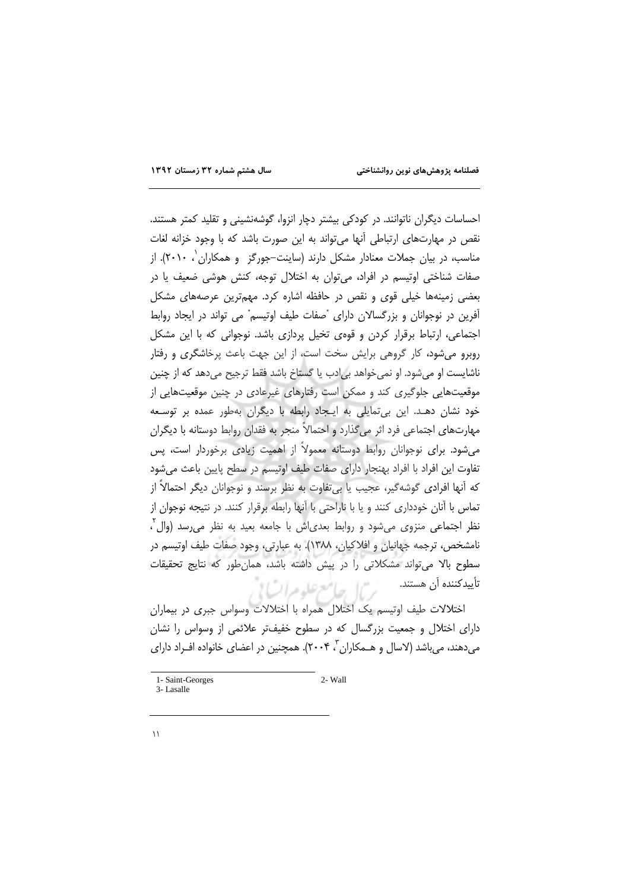احساسات دیگران ناتوانند. در کودکی بیشتر دچار انزوا، گوشه‌نشینی و تقلید کمتر هستند. نقص در مهارت‌های ارتباطی آنها می‌تواند به این صورت باشد که با وجود خزانه لغات مناسب، در بیان جملات معنادار مشکل دارند (ساینت-جورگز[1] و همکاران، ۲۰۱۰). از صفات شناختی اوتیسم در افراد، می‌توان به اختلال توجه، کنش هوشی ضعیف یا در بعضی زمینه‌ها خیلی قوی و نقص در حافظه اشاره کرد. مهم‌ترین عرصه‌های مشکل آفرین در نوجوانان و بزرگسالان دارای "صفات طیف اوتیسم" می تواند در ایجاد روابط اجتماعی، ارتباط برقرار کردن و قوه‌ی تخیل پردازی باشد. نوجوانی که با این مشکل روبرو می‌شود، کار گروهی برایش سخت است، از این جهت باعث پرخاشگری و رفتار ناشایست او می‌شود. او نمی‌خواهد بی‌ادب یا گستاخ باشد فقط ترجیح می‌دهد که از چنین موقعیت‌هایی جلوگیری کند و ممکن است رفتارهای غیرعادی در چنین موقعیت‌هایی از خود نشان دهد. این بی‌تمایلی به ایجاد رابطه با دیگران به‌طور عمده بر توسعه مهارت‌های اجتماعی فرد اثر می‌گذارد و احتمالاً منجر به فقدان روابط دوستانه با دیگران می‌شود. برای نوجوانان روابط دوستانه معمولاً از اهمیت زیادی برخوردار است، پس تفاوت این افراد با افراد بهنجار دارای صفات طیف اوتیسم در سطح پایین باعث می‌شود که آنها افرادی گوشه‌گیر، عجیب یا بی‌تفاوت به نظر برسند و نوجوانان دیگر احتمالاً از تماس با آنان خودداری کنند و یا با ناراحتی با آنها رابطه برقرار کنند. در نتیجه نوجوان از نظر اجتماعی منزوی می‌شود و روابط بعدی‌اش با جامعه بعید به نظر می‌رسد (وال[2]، نامشخص، ترجمه جهانیان و افلاکیان، ۱۳۸۸). به عبارتی، وجود صفات طیف اوتیسم در سطوح بالا می‌تواند مشکلاتی را در پیش داشته باشد، همان‌طور که نتایج تحقیقات تأییدکننده آن هستند.

اختلالات طیف اوتیسم یک اختلال همراه با اختلالات وسواس جبری در بیماران دارای اختلال و جمعیت بزرگسال که در سطوح خفیف‌تر علائمی از وسواس را نشان می‌دهند، می‌باشد (لاسال و همکاران[3]، ۲۰۰۴). همچنین در اعضای خانواده افراد دارای

---

1- Saint-Georges
2- Wall
3- Lasalle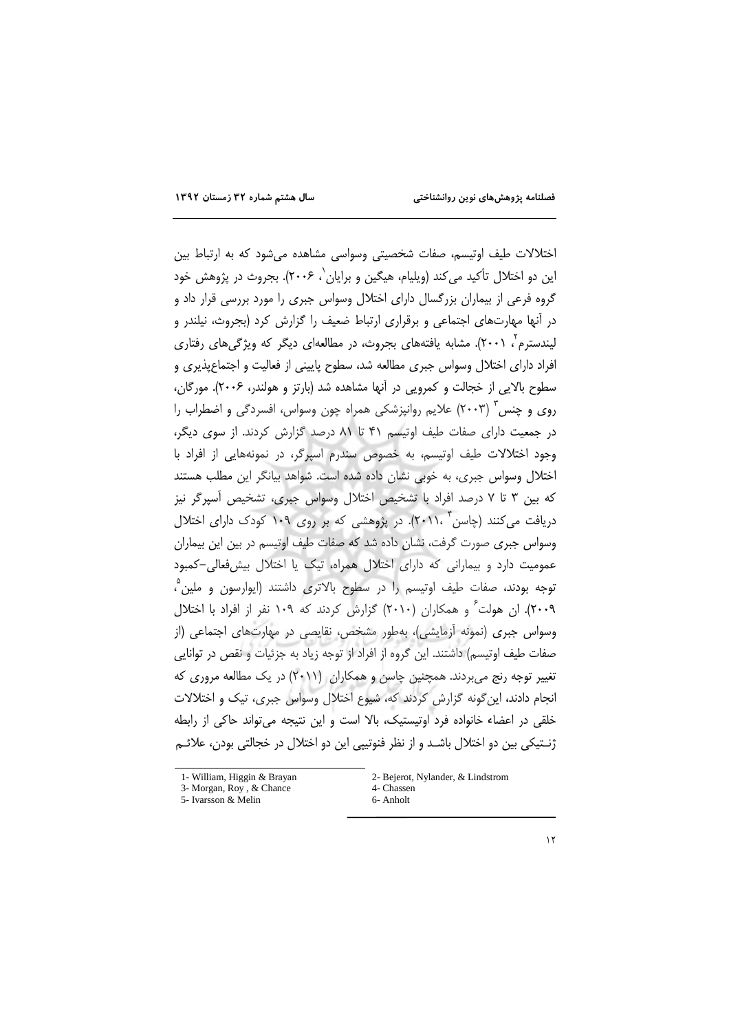اختلالات طیف اوتیسم، صفات شخصیتی وسواسی مشاهده می‌شود که به ارتباط بین این دو اختلال تأکید می‌کند (ویلیام، هیگین و برایان[1]، ۲۰۰۶). بجروث در پژوهش خود گروه فرعی از بیماران بزرگسال دارای اختلال وسواس جبری را مورد بررسی قرار داد و در آنها مهارت‌های اجتماعی و برقراری ارتباط ضعیف را گزارش کرد (بجروث، نیلندر و لیندستروم[2]، ۲۰۰۱). مشابه یافته‌های بجروث، در مطالعه‌ای دیگر که ویژگی‌های رفتاری افراد دارای اختلال وسواس جبری مطالعه شد، سطوح پایینی از فعالیت و اجتماع‌پذیری و سطوح بالایی از خجالت و کمرویی در آنها مشاهده شد (بارتز و هولندر، ۲۰۰۶). مورگان، روی و چنس[3] (۲۰۰۳) علایم روانپزشکی همراه چون وسواس، افسردگی و اضطراب را در جمعیت دارای صفات طیف اوتیسم ۴۱ تا ۸۱ درصد گزارش کردند. از سوی دیگر، وجود اختلالات طیف اوتیسم، به خصوص سندرم اسپرگر، در نمونه‌هایی از افراد با اختلال وسواس جبری، به خوبی نشان داده شده است. شواهد بیانگر این مطلب هستند که بین ۳ تا ۷ درصد افراد با تشخیص اختلال وسواس جبری، تشخیص آسپرگر نیز دریافت می‌کنند (چاسن[4]، ۲۰۱۱). در پژوهشی که بر روی ۱۰۹ کودک دارای اختلال وسواس جبری صورت گرفت، نشان داده شد که صفات طیف اوتیسم در بین این بیماران عمومیت دارد و بیمارانی که دارای اختلال همراه، تیک یا اختلال بیش‌فعالی-کمبود توجه بودند، صفات طیف اوتیسم را در سطوح بالاتری داشتند (ایوارسون و ملین[5]، ۲۰۰۹). ان هولت[6] و همکاران (۲۰۱۰) گزارش کردند که ۱۰۹ نفر از افراد با اختلال وسواس جبری (نمونه آزمایشی)، به‌طور مشخص، نقایصی در مهارت‌های اجتماعی (از صفات طیف اوتیسم) داشتند. این گروه از افراد از توجه زیاد به جزئیات و نقص در توانایی تغییر توجه رنج می‌بردند. همچنین چاسن و همکاران (۲۰۱۱) در یک مطالعه مروری که انجام دادند، این‌گونه گزارش کردند که، شیوع اختلال وسواس جبری، تیک و اختلالات خلقی در اعضاء خانواده فرد اوتیستیک، بالا است و این نتیجه می‌تواند حاکی از رابطه ژنتیکی بین دو اختلال باشد و از نظر فنوتیپی این دو اختلال در خجالتی بودن، علائم

---

1- William, Higgin & Brayan
2- Bejerot, Nylander, & Lindstrom
3- Morgan, Roy , & Chance
4- Chassen
5- Ivarsson & Melin
6- Anholt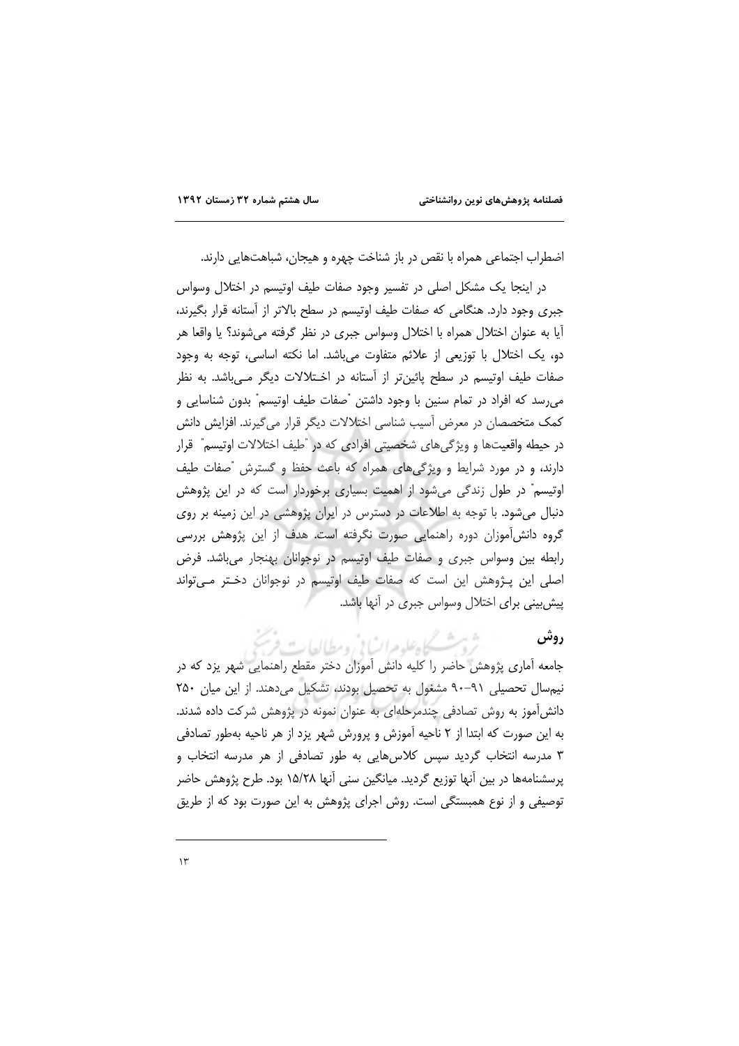اضطراب اجتماعی همراه با نقص در باز شناخت چهره و هیجان، شباهت‌هایی دارند.

در اینجا یک مشکل اصلی در تفسیر وجود صفات طیف اوتیسم در اختلال وسواس جبری وجود دارد. هنگامی که صفات طیف اوتیسم در سطح بالاتر از آستانه قرار بگیرند، آیا به عنوان اختلال همراه با اختلال وسواس جبری در نظر گرفته می‌شوند؟ یا واقعا هر دو، یک اختلال با توزیعی از علائم متفاوت می‌باشد. اما نکته اساسی، توجه به وجود صفات طیف اوتیسم در سطح پائین‌تر از آستانه در اختلالات دیگر می‌باشد. به نظر می‌رسد که افراد در تمام سنین با وجود داشتن "صفات طیف اوتیسم" بدون شناسایی و کمک متخصصان در معرض آسیب شناسی اختلالات دیگر قرار می‌گیرند. افزایش دانش در حیطه واقعیت‌ها و ویژگی‌های شخصیتی افرادی که در "طیف اختلالات اوتیسم" قرار دارند، و در مورد شرایط و ویژگی‌های همراه که باعث حفظ و گسترش "صفات طیف اوتیسم" در طول زندگی می‌شود از اهمیت بسیاری برخوردار است که در این پژوهش دنبال می‌شود. با توجه به اطلاعات در دسترس در ایران پژوهشی در این زمینه بر روی گروه دانش‌آموزان دوره راهنمایی صورت نگرفته است. هدف از این پژوهش بررسی رابطه بین وسواس جبری و صفات طیف اوتیسم در نوجوانان بهنجار می‌باشد. فرض اصلی این پژوهش این است که صفات طیف اوتیسم در نوجوانان دختر می‌تواند پیش‌بینی برای اختلال وسواس جبری در آنها باشد.

## روش

جامعه آماری پژوهش حاضر را کلیه دانش آموزان دختر مقطع راهنمایی شهر یزد که در نیم‌سال تحصیلی ۹۱-۹۰ مشغول به تحصیل بودند، تشکیل می‌دهند. از این میان ۲۵۰ دانش‌آموز به روش تصادفی چندمرحله‌ای به عنوان نمونه در پژوهش شرکت داده شدند. به این صورت که ابتدا از ۲ ناحیه آموزش و پرورش شهر یزد از هر ناحیه به‌طور تصادفی ۳ مدرسه انتخاب گردید سپس کلاس‌هایی به طور تصادفی از هر مدرسه انتخاب و پرسشنامه‌ها در بین آنها توزیع گردید. میانگین سنی آنها ۱۵/۲۸ بود. طرح پژوهش حاضر توصیفی و از نوع همبستگی است. روش اجرای پژوهش به این صورت بود که از طریق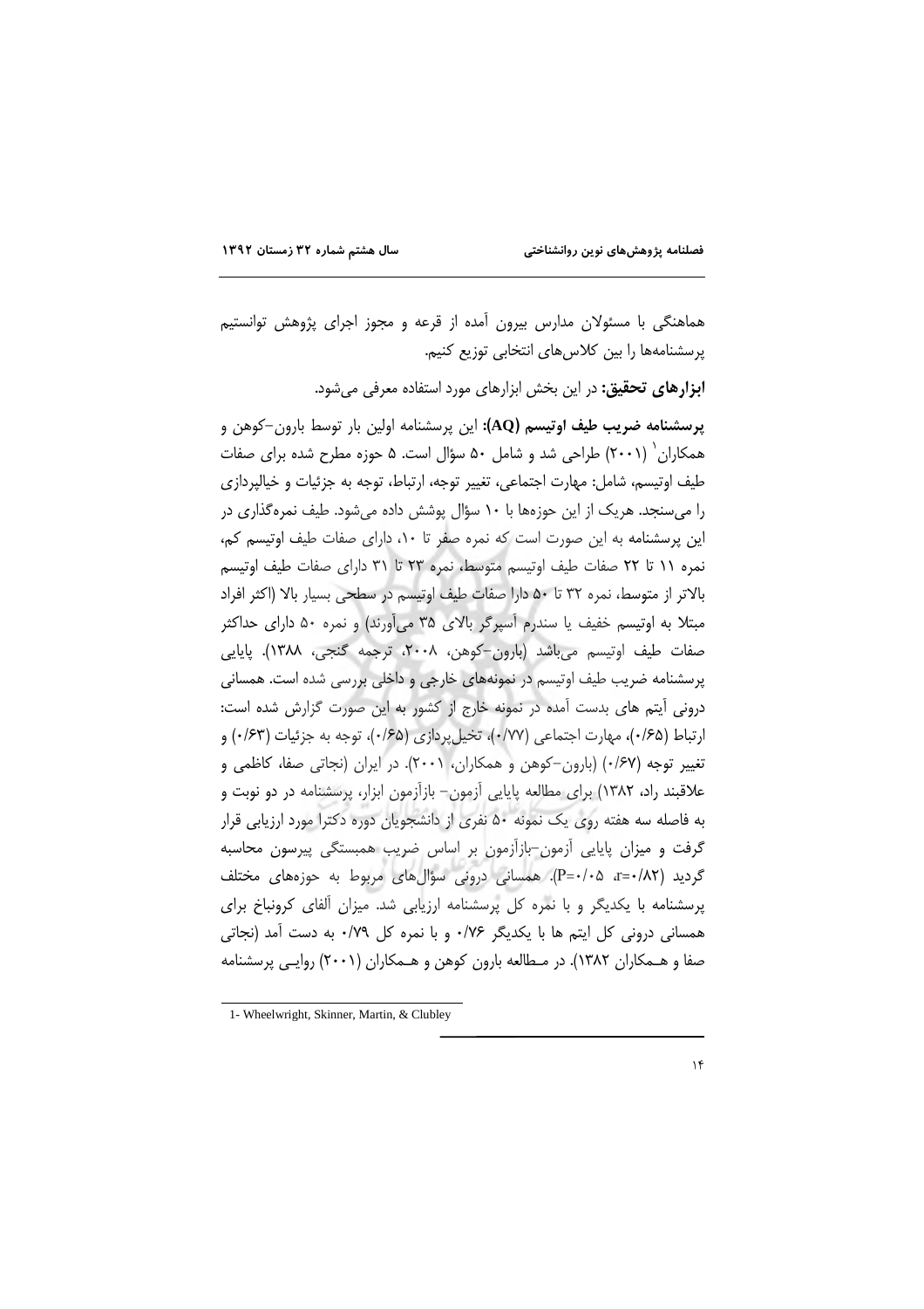هماهنگی با مسئولان مدارس بیرون آمده از قرعه و مجوز اجرای پژوهش توانستیم پرسشنامه‌ها را بین کلاس‌های انتخابی توزیع کنیم.

**ابزارهای تحقیق:** در این بخش ابزارهای مورد استفاده معرفی می‌شود.

**پرسشنامه ضریب طیف اوتیسم (AQ):** این پرسشنامه اولین بار توسط بارون–کوهن و همکاران[1] (۲۰۰۱) طراحی شد و شامل ۵۰ سؤال است. ۵ حوزه مطرح شده برای صفات طیف اوتیسم، شامل: مهارت اجتماعی، تغییر توجه، ارتباط، توجه به جزئیات و خیالپردازی را می‌سنجد. هریک از این حوزه‌ها با ۱۰ سؤال پوشش داده می‌شود. طیف نمره‌گذاری در این پرسشنامه به این صورت است که نمره صفر تا ۱۰، دارای صفات طیف اوتیسم کم، نمره ۱۱ تا ۲۲ صفات طیف اوتیسم متوسط، نمره ۲۳ تا ۳۱ دارای صفات طیف اوتیسم بالاتر از متوسط، نمره ۳۲ تا ۵۰ دارا صفات طیف اوتیسم در سطحی بسیار بالا (اکثر افراد مبتلا به اوتیسم خفیف یا سندرم آسپرگر بالای ۳۵ می‌آورند) و نمره ۵۰ دارای حداکثر صفات طیف اوتیسم می‌باشد (بارون–کوهن، ۲۰۰۸، ترجمه گنجی، ۱۳۸۸). پایایی پرسشنامه ضریب طیف اوتیسم در نمونه‌های خارجی و داخلی بررسی شده است. همسانی درونی آیتم های بدست آمده در نمونه خارج از کشور به این صورت گزارش شده است: ارتباط (۰/۶۵)، مهارت اجتماعی (۰/۷۷)، تخیل‌پردازی (۰/۶۵)، توجه به جزئیات (۰/۶۳) و تغییر توجه (۰/۶۷) (بارون–کوهن و همکاران، ۲۰۰۱). در ایران (نجاتی صفا، کاظمی و علاقبند راد، ۱۳۸۲) برای مطالعه پایایی آزمون– بازآزمون ابزار، پرسشنامه در دو نوبت و به فاصله سه هفته روی یک نمونه ۵۰ نفری از دانشجویان دوره دکترا مورد ارزیابی قرار گرفت و میزان پایایی آزمون–بازآزمون بر اساس ضریب همبستگی پیرسون محاسبه گردید (r=۰/۸۲، P=۰/۰۵). همسانی درونی سؤال‌های مربوط به حوزه‌های مختلف پرسشنامه با یکدیگر و با نمره کل پرسشنامه ارزیابی شد. میزان آلفای کرونباخ برای همسانی درونی کل ایتم ها با یکدیگر ۰/۷۶ و با نمره کل ۰/۷۹ به دست آمد (نجاتی صفا و همکاران ۱۳۸۲). در مطالعه بارون کوهن و همکاران (۲۰۰۱) روایی پرسشنامه

---

1- Wheelwright, Skinner, Martin, & Clubley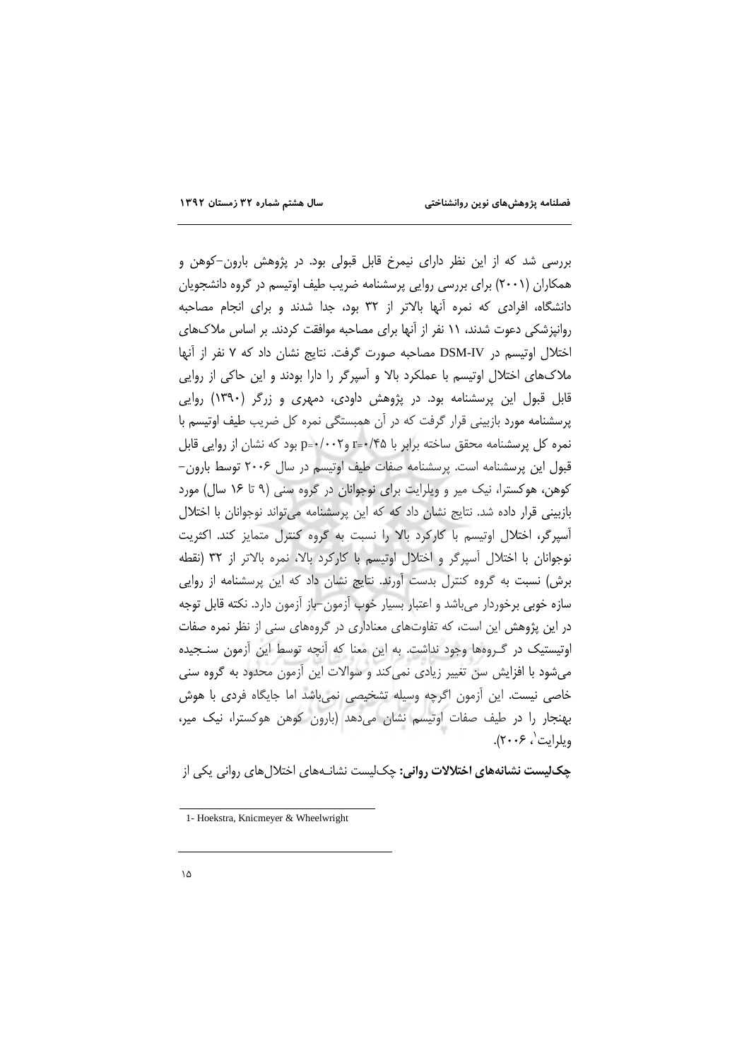بررسی شد که از این نظر دارای نیمرخ قابل قبولی بود. در پژوهش بارون-کوهن و همکاران (۲۰۰۱) برای بررسی روایی پرسشنامه ضریب طیف اوتیسم در گروه دانشجویان دانشگاه، افرادی که نمره آنها بالاتر از ۳۲ بود، جدا شدند و برای انجام مصاحبه روانپزشکی دعوت شدند، ۱۱ نفر از آنها برای مصاحبه موافقت کردند. بر اساس ملاک‌های اختلال اوتیسم در DSM-IV مصاحبه صورت گرفت. نتایج نشان داد که ۷ نفر از آنها ملاک‌های اختلال اوتیسم با عملکرد بالا و آسپرگر را دارا بودند و این حاکی از روایی قابل قبول این پرسشنامه بود. در پژوهش داودی، دمهری و زرگر (۱۳۹۰) روایی پرسشنامه مورد بازبینی قرار گرفت که در آن همبستگی نمره کل ضریب طیف اوتیسم با نمره کل پرسشنامه محقق ساخته برابر با $r=0/45$ و $p=0/002$ بود که نشان از روایی قابل قبول این پرسشنامه است. پرسشنامه صفات طیف اوتیسم در سال ۲۰۰۶ توسط بارون-کوهن، هوکسترا، نیک میر و ویلرایت برای نوجوانان در گروه سنی (۹ تا ۱۶ سال) مورد بازبینی قرار داده شد. نتایج نشان داد که که این پرسشنامه می‌تواند نوجوانان با اختلال آسپرگر، اختلال اوتیسم با کارکرد بالا را نسبت به گروه کنترل متمایز کند. اکثریت نوجوانان با اختلال آسپرگر و اختلال اوتیسم با کارکرد بالا، نمره بالاتر از ۳۲ (نقطه برش) نسبت به گروه کنترل بدست آورند. نتایج نشان داد که این پرسشنامه از روایی سازه خوبی برخوردار می‌باشد و اعتبار بسیار خوب آزمون-باز آزمون دارد. نکته قابل توجه در این پژوهش این است، که تفاوت‌های معناداری در گروه‌های سنی از نظر نمره صفات اوتیستیک در گروه‌ها وجود نداشت. به این معنا که آنچه توسط این آزمون سنجیده می‌شود با افزایش سن تغییر زیادی نمی‌کند و سوالات این آزمون محدود به گروه سنی خاصی نیست. این آزمون اگرچه وسیله تشخیصی نمی‌باشد اما جایگاه فردی با هوش بهنجار را در طیف صفات اوتیسم نشان می‌دهد (بارون کوهن هوکسترا، نیک میر، ویلرایت[1]، ۲۰۰۶).

**چک‌لیست نشانه‌های اختلالات روانی:** چک‌لیست نشانه‌های اختلال‌های روانی یکی از

---

1- Hoekstra, Knicmeyer & Wheelwright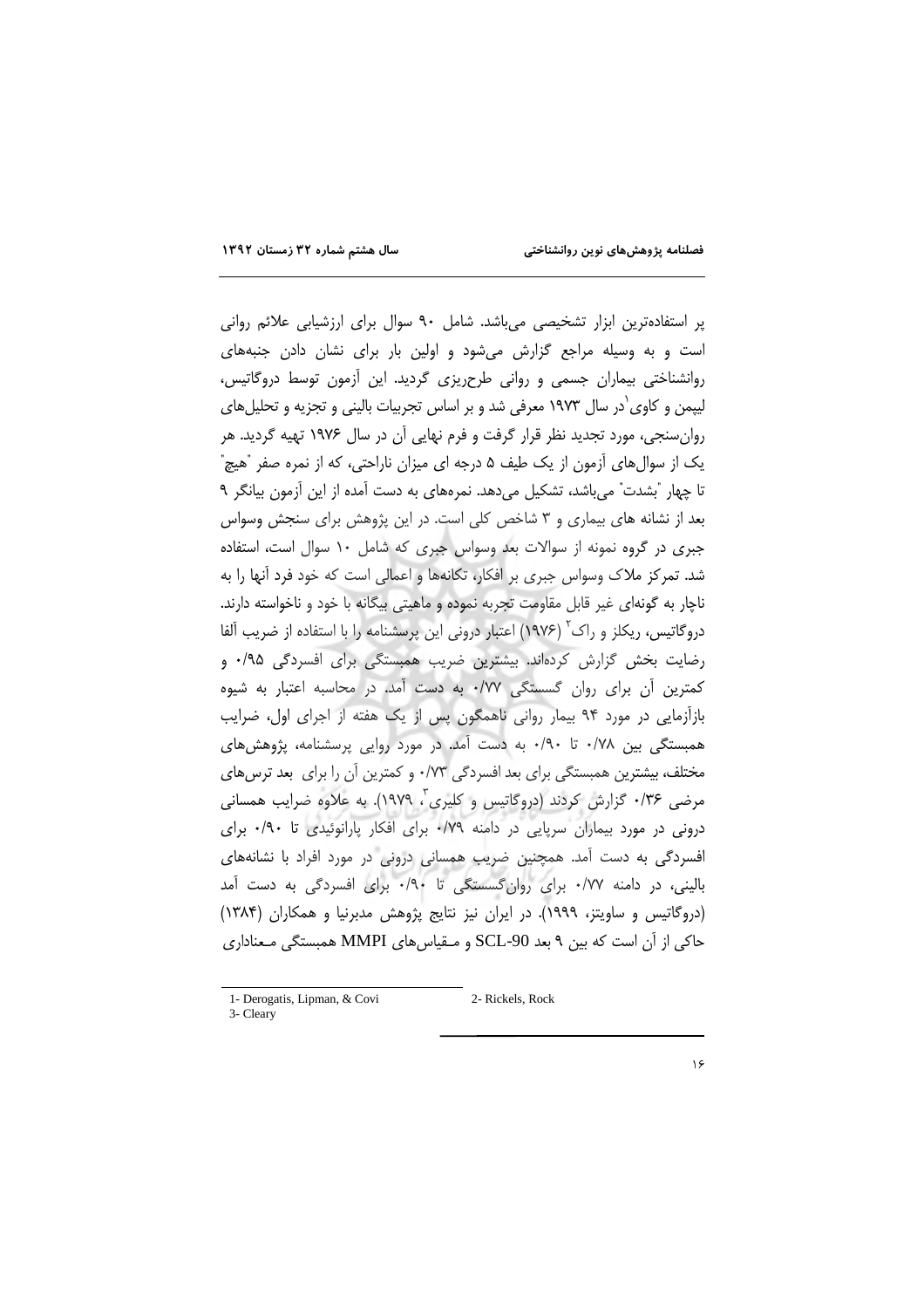پر استفاده‌ترین ابزار تشخیصی می‌باشد. شامل ۹۰ سوال برای ارزشیابی علائم روانی است و به وسیله مراجع گزارش می‌شود و اولین بار برای نشان دادن جنبه‌های روانشناختی بیماران جسمی و روانی طرح‌ریزی گردید. این آزمون توسط دروگاتیس، لیپمن و کاوی[1] در سال ۱۹۷۳ معرفی شد و بر اساس تجربیات بالینی و تجزیه و تحلیل‌های روان‌سنجی، مورد تجدید نظر قرار گرفت و فرم نهایی آن در سال ۱۹۷۶ تهیه گردید. هر یک از سوال‌های آزمون از یک طیف ۵ درجه ای میزان ناراحتی، که از نمره صفر "هیچ" تا چهار "بشدت" می‌باشد، تشکیل می‌دهد. نمره‌های به دست آمده از این آزمون بیانگر ۹ بعد از نشانه های بیماری و ۳ شاخص کلی است. در این پژوهش برای سنجش وسواس جبری در گروه نمونه از سوالات بعد وسواس جبری که شامل ۱۰ سوال است، استفاده شد. تمرکز ملاک وسواس جبری بر افکار، تکانه‌ها و اعمالی است که خود فرد آنها را به ناچار به گونه‌ای غیر قابل مقاومت تجربه نموده و ماهیتی بیگانه با خود و ناخواسته دارند. دروگاتیس، ریکلز و راک[2] (۱۹۷۶) اعتبار درونی این پرسشنامه را با استفاده از ضریب آلفا رضایت بخش گزارش کرده‌اند. بیشترین ضریب همبستگی برای افسردگی ۰/۹۵ و کمترین آن برای روان گسستگی ۰/۷۷ به دست آمد. در محاسبه اعتبار به شیوه بازآزمایی در مورد ۹۴ بیمار روانی ناهمگون پس از یک هفته از اجرای اول، ضرایب همبستگی بین ۰/۷۸ تا ۰/۹۰ به دست آمد. در مورد روایی پرسشنامه، پژوهش‌های مختلف، بیشترین همبستگی برای بعد افسردگی ۰/۷۳ و کمترین آن را برای بعد ترس‌های مرضی ۰/۳۶ گزارش کردند (دروگاتیس و کلیری[3]، ۱۹۷۹). به علاوه ضرایب همسانی درونی در مورد بیماران سرپایی در دامنه ۰/۷۹ برای افکار پارانوئیدی تا ۰/۹۰ برای افسردگی به دست آمد. همچنین ضریب همسانی درونی در مورد افراد با نشانه‌های بالینی، در دامنه ۰/۷۷ برای روان‌گسستگی تا ۰/۹۰ برای افسردگی به دست آمد (دروگاتیس و ساویتز، ۱۹۹۹). در ایران نیز نتایج پژوهش مدبرنیا و همکاران (۱۳۸۴) حاکی از آن است که بین ۹ بعد SCL-90 و مـقیاس‌های MMPI همبستگی مـعناداری

---

1- Derogatis, Lipman, & Covi
2- Rickels, Rock
3- Cleary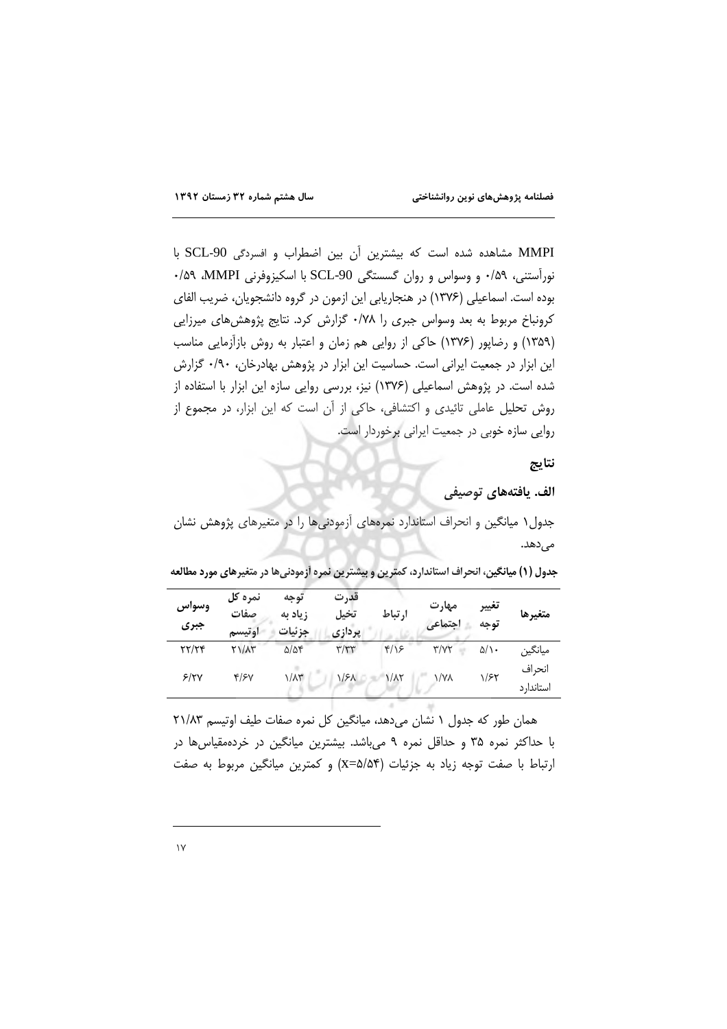MMPI مشاهده شده است که بیشترین آن بین اضطراب و افسردگی SCL-90 با نورآستنی، ۰/۵۹ و وسواس و روان گسستگی SCL-90 با اسکیزوفرنی MMPI، ۰/۵۹ بوده است. اسماعیلی (۱۳۷۶) در هنجاریابی این ازمون در گروه دانشجویان، ضریب الفای کرونباخ مربوط به بعد وسواس جبری را ۰/۷۸ گزارش کرد. نتایج پژوهش‌های میرزایی (۱۳۵۹) و رضاپور (۱۳۷۶) حاکی از روایی هم زمان و اعتبار به روش بازآزمایی مناسب این ابزار در جمعیت ایرانی است. حساسیت این ابزار در پژوهش بهادرخان، ۰/۹۰ گزارش شده است. در پژوهش اسماعیلی (۱۳۷۶) نیز، بررسی روایی سازه این ابزار با استفاده از روش تحلیل عاملی تائیدی و اکتشافی، حاکی از آن است که این ابزار، در مجموع از روایی سازه خوبی در جمعیت ایرانی برخوردار است.

## نتایج

### الف. یافته‌های توصیفی

جدول۱ میانگین و انحراف استاندارد نمره‌های آزمودنی‌ها را در متغیرهای پژوهش نشان می‌دهد.

**جدول (۱) میانگین، انحراف استاندارد، کمترین و بیشترین نمره آزمودنی‌ها در متغیرهای مورد مطالعه**

| متغیرها | تغییر توجه | مهارت اجتماعی | ارتباط | قدرت تخیل پردازی | توجه زیاد به جزئیات | نمره کل صفات اوتیسم | وسواس جبری |
|---|---|---|---|---|---|---|---|
| میانگین | ۵/۱۰ | ۳/۷۲ | ۴/۱۶ | ۳/۳۳ | ۵/۵۴ | ۲۱/۸۳ | ۲۲/۲۴ |
| انحراف استاندارد | ۱/۶۲ | ۱/۷۸ | ۱/۸۲ | ۱/۶۸ | ۱/۸۳ | ۴/۶۷ | ۶/۲۷ |

همان طور که جدول ۱ نشان می‌دهد، میانگین کل نمره صفات طیف اوتیسم ۲۱/۸۳ با حداکثر نمره ۳۵ و حداقل نمره ۹ می‌باشد. بیشترین میانگین در خرده‌مقیاس‌ها در ارتباط با صفت توجه زیاد به جزئیات (X=۵/۵۴) و کمترین میانگین مربوط به صفت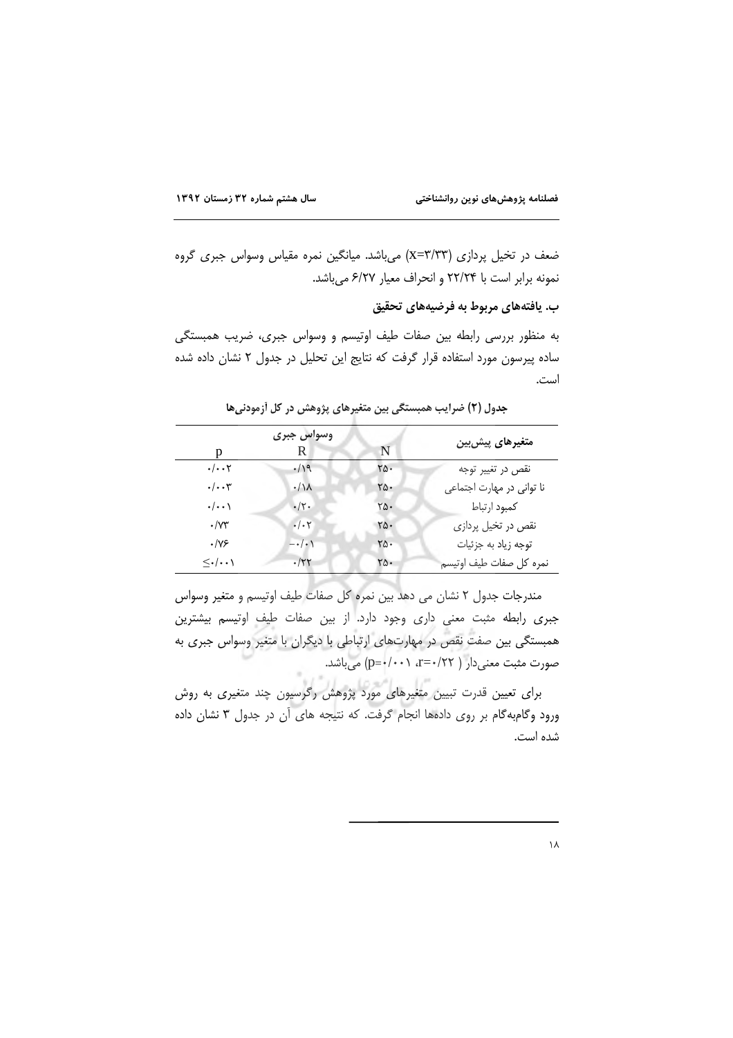ضعف در تخیل پردازی (X=۳/۳۳) می‌باشد. میانگین نمره مقیاس وسواس جبری گروه نمونه برابر است با ۲۲/۲۴ و انحراف معیار ۶/۲۷ می‌باشد.

### ب. یافته‌های مربوط به فرضیه‌های تحقیق

به منظور بررسی رابطه بین صفات طیف اوتیسم و وسواس جبری، ضریب همبستگی ساده پیرسون مورد استفاده قرار گرفت که نتایج این تحلیل در جدول ۲ نشان داده شده است.

**جدول (۲) ضرایب همبستگی بین متغیرهای پژوهش در کل آزمودنی‌ها**

| متغیرهای پیش‌بین | N | وسواس جبری R | p |
|---|---|---|---|
| نقص در تغییر توجه | ۲۵۰ | ۰/۱۹ | ۰/۰۰۲ |
| نا توانی در مهارت اجتماعی | ۲۵۰ | ۰/۱۸ | ۰/۰۰۳ |
| کمبود ارتباط | ۲۵۰ | ۰/۲۰ | ۰/۰۰۱ |
| نقص در تخیل پردازی | ۲۵۰ | ۰/۰۲ | ۰/۷۳ |
| توجه زیاد به جزئیات | ۲۵۰ | −۰/۰۱ | ۰/۷۶ |
| نمره کل صفات طیف اوتیسم | ۲۵۰ | ۰/۲۲ | ≤۰/۰۰۱ |

مندرجات جدول ۲ نشان می دهد بین نمره کل صفات طیف اوتیسم و متغیر وسواس جبری رابطه مثبت معنی داری وجود دارد. از بین صفات طیف اوتیسم بیشترین همبستگی بین صفت نقص در مهارت‌های ارتباطی با دیگران با متغیر وسواس جبری به صورت مثبت معنی‌دار ( r=۰/۲۲، p=۰/۰۰۱) می‌باشد.

برای تعیین قدرت تبیین متغیرهای مورد پژوهش رگرسیون چند متغیری به روش ورود وگام‌به‌گام بر روی داده‌ها انجام گرفت. که نتیجه های آن در جدول ۳ نشان داده شده است.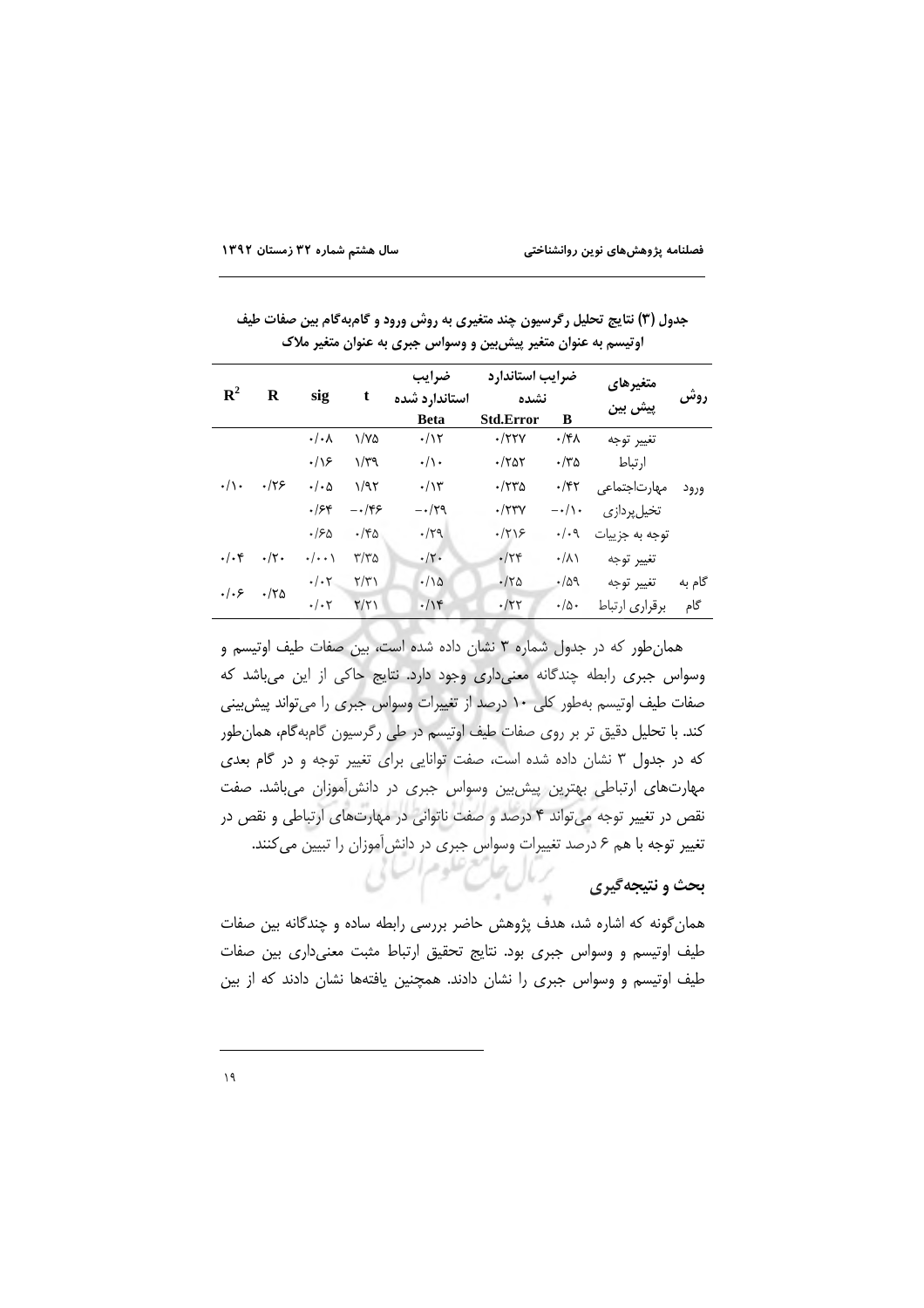**جدول (۳) نتایج تحلیل رگرسیون چند متغیری به روش ورود و گام‌به‌گام بین صفات طیف اوتیسم به عنوان متغیر پیش‌بین و وسواس جبری به عنوان متغیر ملاک**

| روش | متغیرهای پیش بین | ضرایب استاندارد نشده B | ضرایب استاندارد نشده Std.Error | ضرایب استاندارد شده Beta | t | sig | R | $R^2$ |
|---|---|---|---|---|---|---|---|---|
| ورود | تغییر توجه | ۰/۴۸ | ۰/۲۲۷ | ۰/۱۲ | ۱/۷۵ | ۰/۰۸ | ۰/۳۶ | ۰/۱۰ |
| | ارتباط | ۰/۳۵ | ۰/۲۵۲ | ۰/۱۰ | ۱/۳۹ | ۰/۱۶ | | |
| | مهارت‌اجتماعی | ۰/۴۲ | ۰/۲۳۵ | ۰/۱۳ | ۱/۹۲ | ۰/۰۵ | | |
| | تخیل‌پردازی | ۰/۱۰− | ۰/۲۳۷ | ۰/۲۹− | ۰/۴۶− | ۰/۶۴ | | |
| | توجه به جزییات | ۰/۰۹ | ۰/۲۱۶ | ۰/۲۹ | ۰/۴۵ | ۰/۶۵ | | |
| گام به گام | تغییر توجه | ۰/۸۱ | ۰/۲۴ | ۰/۲۰ | ۳/۳۵ | ۰/۰۰۱ | ۰/۲۰ | ۰/۰۴ |
| | تغییر توجه | ۰/۵۹ | ۰/۲۵ | ۰/۱۵ | ۲/۳۱ | ۰/۰۲ | ۰/۲۵ | ۰/۰۶ |
| | برقراری ارتباط | ۰/۵۰ | ۰/۲۲ | ۰/۱۴ | ۲/۲۱ | ۰/۰۲ | | |

همان‌طور که در جدول شماره ۳ نشان داده شده است، بین صفات طیف اوتیسم و وسواس جبری رابطه چندگانه معنی‌داری وجود دارد. نتایج حاکی از این می‌باشد که صفات طیف اوتیسم به‌طور کلی ۱۰ درصد از تغییرات وسواس جبری را می‌تواند پیش‌بینی کند. با تحلیل دقیق تر بر روی صفات طیف اوتیسم در طی رگرسیون گام‌به‌گام، همان‌طور که در جدول ۳ نشان داده شده است، صفت توانایی برای تغییر توجه و در گام بعدی مهارت‌های ارتباطی بهترین پیش‌بین وسواس جبری در دانش‌آموزان می‌باشد. صفت نقص در تغییر توجه می‌تواند ۴ درصد و صفت ناتوانی در مهارت‌های ارتباطی و نقص در تغییر توجه با هم ۶ درصد تغییرات وسواس جبری در دانش‌آموزان را تبیین می‌کنند.

## بحث و نتیجه‌گیری

همان‌گونه که اشاره شد، هدف پژوهش حاضر بررسی رابطه ساده و چندگانه بین صفات طیف اوتیسم و وسواس جبری بود. نتایج تحقیق ارتباط مثبت معنی‌داری بین صفات طیف اوتیسم و وسواس جبری را نشان دادند. همچنین یافته‌ها نشان دادند که از بین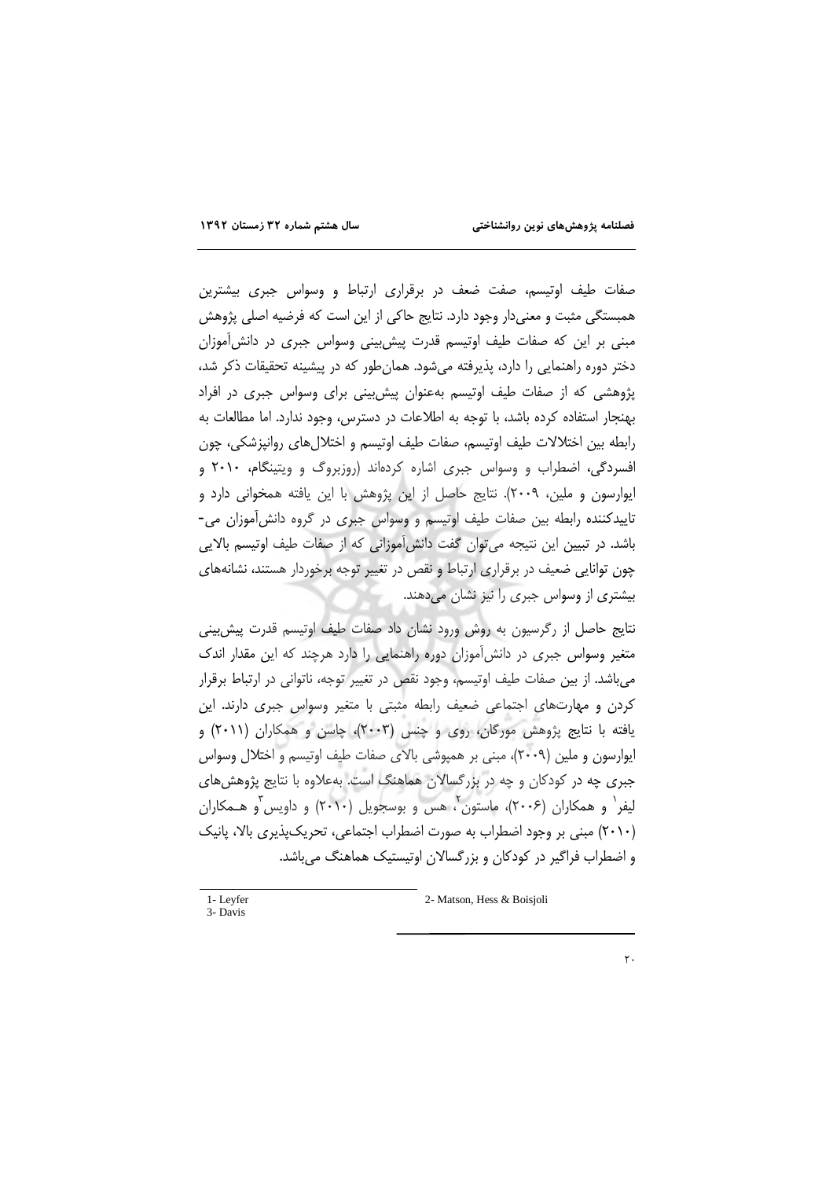صفات طیف اوتیسم، صفت ضعف در برقراری ارتباط و وسواس جبری بیشترین همبستگی مثبت و معنی‌دار وجود دارد. نتایج حاکی از این است که فرضیه اصلی پژوهش مبنی بر این که صفات طیف اوتیسم قدرت پیش‌بینی وسواس جبری در دانش‌آموزان دختر دوره راهنمایی را دارد، پذیرفته می‌شود. همان‌طور که در پیشینه تحقیقات ذکر شد، پژوهشی که از صفات طیف اوتیسم به‌عنوان پیش‌بینی برای وسواس جبری در افراد بهنجار استفاده کرده باشد، با توجه به اطلاعات در دسترس، وجود ندارد. اما مطالعات به رابطه بین اختلالات طیف اوتیسم، صفات طیف اوتیسم و اختلال‌های روانپزشکی، چون افسردگی، اضطراب و وسواس جبری اشاره کرده‌اند (روزبروگ و ویتینگام، ۲۰۱۰ و ایوارسون و ملین، ۲۰۰۹). نتایج حاصل از این پژوهش با این یافته همخوانی دارد و تاییدکننده رابطه بین صفات طیف اوتیسم و وسواس جبری در گروه دانش‌آموزان می‌باشد. در تبیین این نتیجه می‌توان گفت دانش‌آموزانی که از صفات طیف اوتیسم بالایی چون توانایی ضعیف در برقراری ارتباط و نقص در تغییر توجه برخوردار هستند، نشانه‌های بیشتری از وسواس جبری را نیز نشان می‌دهند.

نتایج حاصل از رگرسیون به روش ورود نشان داد صفات طیف اوتیسم قدرت پیش‌بینی متغیر وسواس جبری در دانش‌آموزان دوره راهنمایی را دارد هرچند که این مقدار اندک می‌باشد. از بین صفات طیف اوتیسم، وجود نقص در تغییر توجه، ناتوانی در ارتباط برقرار کردن و مهارت‌های اجتماعی ضعیف رابطه مثبتی با متغیر وسواس جبری دارند. این یافته با نتایج پژوهش مورگان، روی و چنس (۲۰۰۳)، چاسن و همکاران (۲۰۱۱) و ایوارسون و ملین (۲۰۰۹)، مبنی بر همپوشی بالای صفات طیف اوتیسم و اختلال وسواس جبری چه در کودکان و چه در بزرگسالان هماهنگ است. به‌علاوه با نتایج پژوهش‌های لیفر[1] و همکاران (۲۰۰۶)، ماستون[2]، هس و بوسجویل (۲۰۱۰) و داویس[3] و همکاران (۲۰۱۰) مبنی بر وجود اضطراب به صورت اضطراب اجتماعی، تحریک‌پذیری بالا، پانیک و اضطراب فراگیر در کودکان و بزرگسالان اوتیستیک هماهنگ می‌باشد.

---

1- Leyfer
2- Matson, Hess & Boisjoli
3- Davis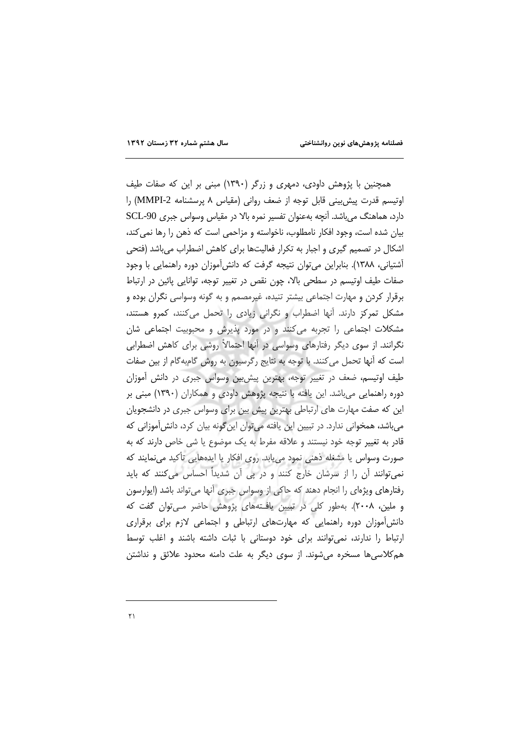همچنین با پژوهش داودی، دمهری و زرگر (۱۳۹۰) مبنی بر این که صفات طیف اوتیسم قدرت پیش‌بینی قابل توجه از ضعف روانی (مقیاس ۸ پرسشنامه MMPI-2) را دارد، هماهنگ می‌باشد. آنچه به‌عنوان تفسیر نمره بالا در مقیاس وسواس جبری SCL-90 بیان شده است، وجود افکار نامطلوب، ناخواسته و مزاحمی است که ذهن را رها نمی‌کند، اشکال در تصمیم گیری و اجبار به تکرار فعالیت‌ها برای کاهش اضطراب می‌باشد (فتحی آشتیانی، ۱۳۸۸). بنابراین می‌توان نتیجه گرفت که دانش‌آموزان دوره راهنمایی با وجود صفات طیف اوتیسم در سطحی بالا، چون نقص در تغییر توجه، توانایی پائین در ارتباط برقرار کردن و مهارت اجتماعی بیشتر تنیده، غیرمصمم و به گونه وسواسی نگران بوده و مشکل تمرکز دارند. آنها اضطراب و نگرانی زیادی را تحمل می‌کنند، کمرو هستند، مشکلات اجتماعی را تجربه می‌کنند و در مورد پذیرش و محبوبیت اجتماعی شان نگرانند. از سوی دیگر رفتارهای وسواسی در آنها احتمالاً روشی برای کاهش اضطرابی است که آنها تحمل می‌کنند. با توجه به نتایج رگرسیون به روش گام‌به‌گام از بین صفات طیف اوتیسم، ضعف در تغییر توجه، بهترین پیش‌بین وسواس جبری در دانش آموزان دوره راهنمایی می‌باشد. این یافته با نتیجه پژوهش داودی و همکاران (۱۳۹۰) مبنی بر این که صفت مهارت های ارتباطی بهترین پیش بین برای وسواس جبری در دانشجویان می‌باشد، همخوانی ندارد. در تبیین این یافته می‌توان این‌گونه بیان کرد، دانش‌آموزانی که قادر به تغییر توجه خود نیستند و علاقه مفرط به یک موضوع یا شی خاص دارند که به صورت وسواس یا مشغله ذهنی نمود می‌یابد. روی افکار یا ایده‌هایی تأکید می‌نمایند که نمی‌توانند آن را از سرشان خارج کنند و در پی آن شدیداً احساس می‌کنند که باید رفتارهای ویژه‌ای را انجام دهند که حاکی از وسواس جبری آنها می‌تواند باشد (ایوارسون و ملین، ۲۰۰۸). به‌طور کلی در تبیین یافته‌های پژوهش حاضر می‌توان گفت که دانش‌آموزان دوره راهنمایی که مهارت‌های ارتباطی و اجتماعی لازم برای برقراری ارتباط را ندارند، نمی‌توانند برای خود دوستانی با ثبات داشته باشند و اغلب توسط هم‌کلاسی‌ها مسخره می‌شوند. از سوی دیگر به علت دامنه محدود علائق و نداشتن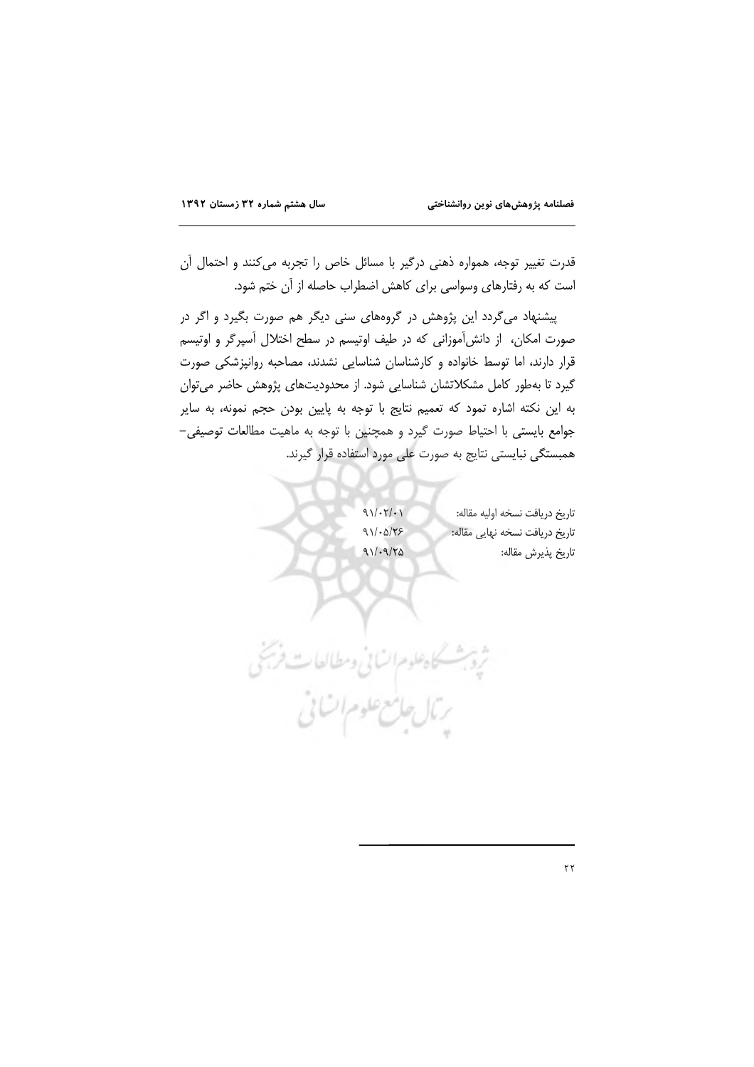قدرت تغییر توجه، همواره ذهنی درگیر با مسائل خاص را تجربه می‌کنند و احتمال آن است که به رفتارهای وسواسی برای کاهش اضطراب حاصله از آن ختم شود.

پیشنهاد می‌گردد این پژوهش در گروه‌های سنی دیگر هم صورت بگیرد و اگر در صورت امکان، از دانش‌آموزانی که در طیف اوتیسم در سطح اختلال آسپرگر و اوتیسم قرار دارند، اما توسط خانواده و کارشناسان شناسایی نشدند، مصاحبه روانپزشکی صورت گیرد تا به‌طور کامل مشکلاتشان شناسایی شود. از محدودیت‌های پژوهش حاضر می‌توان به این نکته اشاره تمود که تعمیم نتایج با توجه به پایین بودن حجم نمونه، به سایر جوامع بایستی با احتیاط صورت گیرد و همچنین با توجه به ماهیت مطالعات توصیفی- همبستگی نبایستی نتایج به صورت علی مورد استفاده قرار گیرند.

تاریخ دریافت نسخه اولیه مقاله: ۹۱/۰۲/۰۱

تاریخ دریافت نسخه نهایی مقاله: ۹۱/۰۵/۲۶

تاریخ پذیرش مقاله: ۹۱/۰۹/۲۵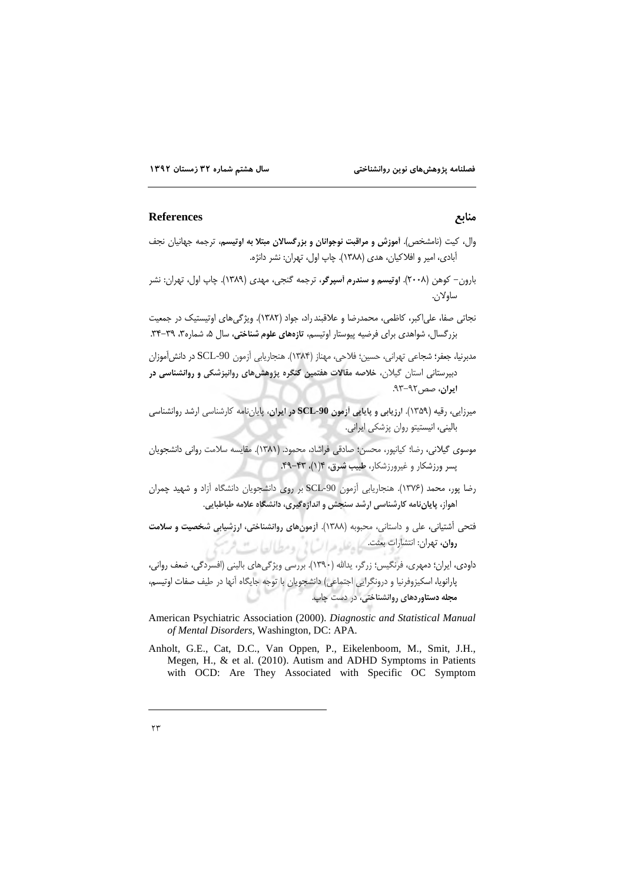## منابع

## References

وال، کیت (نامشخص). **آموزش و مراقبت نوجوانان و بزرگسالان مبتلا به اوتیسم**، ترجمه جهانیان نجف آبادی، امیر و افلاکیان، هدی (۱۳۸۸). چاپ اول، تهران: نشر دانژه.

بارون– کوهن (۲۰۰۸). **اوتیسم و سندرم آسپرگر**، ترجمه گنجی، مهدی (۱۳۸۹). چاپ اول، تهران: نشر ساولان.

نجاتی صفا، علی‌اکبر، کاظمی، محمدرضا و علاقبند راد، جواد (۱۳۸۲). ویژگی‌های اوتیستیک در جمعیت بزرگسال، شواهدی برای فرضیه پیوستار اوتیسم، **تازه‌های علوم شناختی**، سال ۵، شماره۳، ۳۹-۳۴.

مدبرنیا، جعفر؛ شجاعی تهرانی، حسین؛ فلاحی، مهناز (۱۳۸۴). هنجاریابی آزمون SCL-90 در دانش‌آموزان دبیرستانی استان گیلان، **خلاصه مقالات هفتمین کنگره پژوهش‌های روانپزشکی و روانشناسی در ایران**، صص۹۲-۹۳.

میرزایی، رقیه (۱۳۵۹). **ارزیابی و پایایی آزمون SCL-90 در ایران**، پایان‌نامه کارشناسی ارشد روانشناسی بالینی، انیستیتو روان پزشکی ایرانی.

موسوی گیلانی، رضا؛ کیانپور، محسن؛ صادقی فراشاد، محمود. (۱۳۸۱). مقایسه سلامت روانی دانشجویان پسر ورزشکار و غیرورزشکار، **طبیب شرق**، ۴(۱)، ۴۳-۴۹.

رضا پور، محمد (۱۳۷۶). هنجاریابی آزمون SCL-90 بر روی دانشجویان دانشگاه آزاد و شهید چمران اهواز، **پایان‌نامه کارشناسی ارشد سنجش و اندازه‌گیری، دانشگاه علامه طباطبایی**.

فتحی آشتیانی، علی و داستانی، محبوبه (۱۳۸۸). **آزمون‌های روانشناختی، ارزشیابی شخصیت و سلامت روان**، تهران: انتشارات بعثت.

داودی، ایران؛ دمهری، فرنگیس؛ زرگر، یدالله (۱۳۹۰). بررسی ویژگی‌های بالینی (افسردگی، ضعف روانی، پارانویا، اسکیزوفرنیا و درونگرایی اجتماعی) دانشجویان با توجه جایگاه آنها در طیف صفات اوتیسم، **مجله دستاوردهای روانشناختی**، در دست چاپ.

American Psychiatric Association (2000). *Diagnostic and Statistical Manual of Mental Disorders*, Washington, DC: APA.

Anholt, G.E., Cat, D.C., Van Oppen, P., Eikelenboom, M., Smit, J.H., Megen, H., & et al. (2010). Autism and ADHD Symptoms in Patients with OCD: Are They Associated with Specific OC Symptom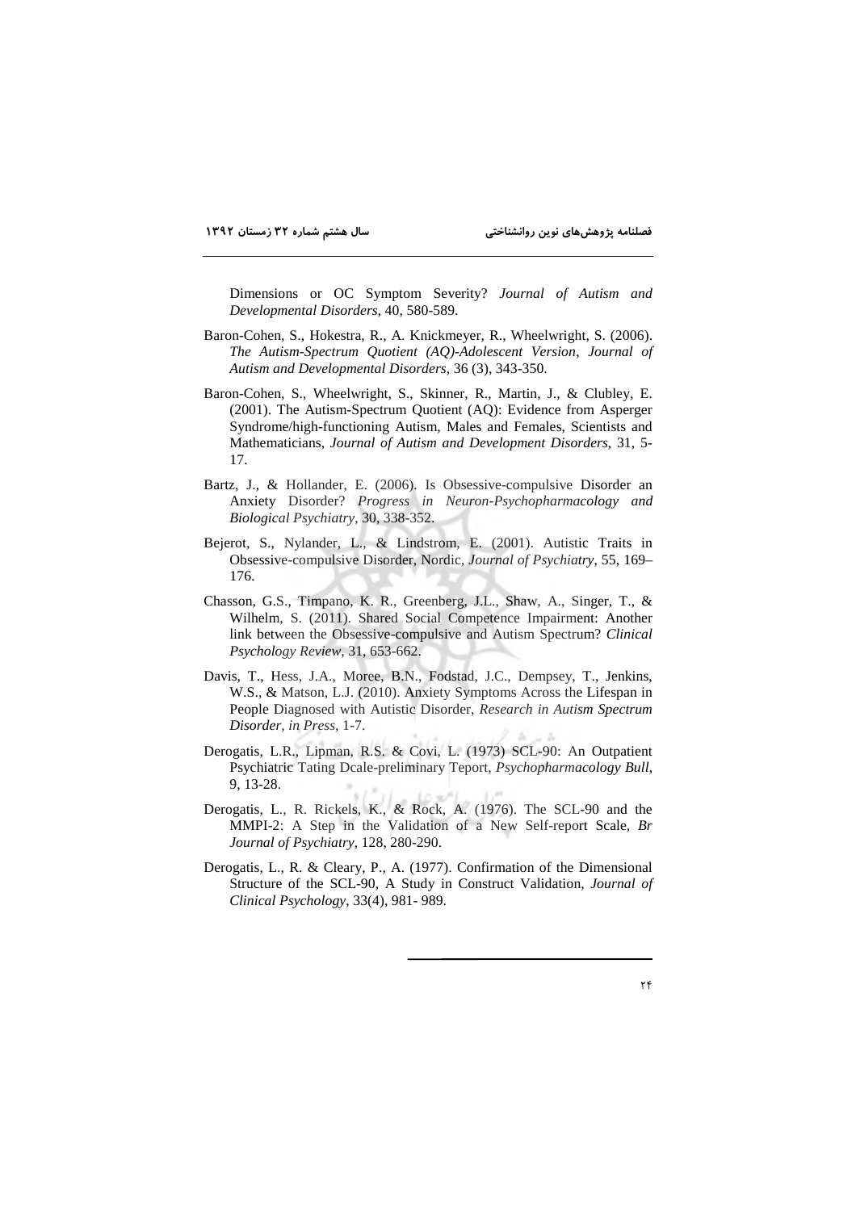Dimensions or OC Symptom Severity? *Journal of Autism and Developmental Disorders*, 40, 580-589.

Baron-Cohen, S., Hokestra, R., A. Knickmeyer, R., Wheelwright, S. (2006). *The Autism-Spectrum Quotient (AQ)-Adolescent Version, Journal of Autism and Developmental Disorders*, 36 (3), 343-350.

Baron-Cohen, S., Wheelwright, S., Skinner, R., Martin, J., & Clubley, E. (2001). The Autism-Spectrum Quotient (AQ): Evidence from Asperger Syndrome/high-functioning Autism, Males and Females, Scientists and Mathematicians, *Journal of Autism and Development Disorders*, 31, 5-17.

Bartz, J., & Hollander, E. (2006). Is Obsessive-compulsive Disorder an Anxiety Disorder? *Progress in Neuron-Psychopharmacology and Biological Psychiatry*, 30, 338-352.

Bejerot, S., Nylander, L., & Lindstrom, E. (2001). Autistic Traits in Obsessive-compulsive Disorder, Nordic, *Journal of Psychiatry*, 55, 169–176.

Chasson, G.S., Timpano, K. R., Greenberg, J.L., Shaw, A., Singer, T., & Wilhelm, S. (2011). Shared Social Competence Impairment: Another link between the Obsessive-compulsive and Autism Spectrum? *Clinical Psychology Review*, 31, 653-662.

Davis, T., Hess, J.A., Moree, B.N., Fodstad, J.C., Dempsey, T., Jenkins, W.S., & Matson, L.J. (2010). Anxiety Symptoms Across the Lifespan in People Diagnosed with Autistic Disorder, *Research in Autism Spectrum Disorder, in Press*, 1-7.

Derogatis, L.R., Lipman, R.S. & Covi, L. (1973) SCL-90: An Outpatient Psychiatric Tating Dcale-preliminary Teport, *Psychopharmacology Bull*, 9, 13-28.

Derogatis, L., R. Rickels, K., & Rock, A. (1976). The SCL-90 and the MMPI-2: A Step in the Validation of a New Self-report Scale, *Br Journal of Psychiatry*, 128, 280-290.

Derogatis, L., R. & Cleary, P., A. (1977). Confirmation of the Dimensional Structure of the SCL-90, A Study in Construct Validation, *Journal of Clinical Psychology*, 33(4), 981- 989.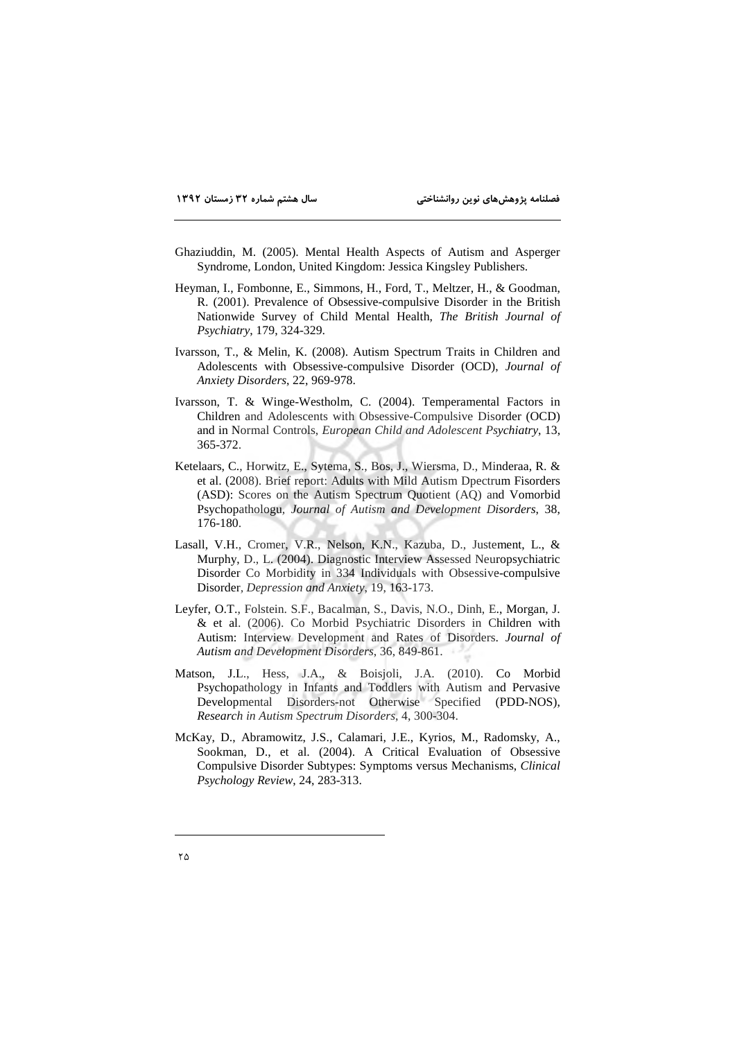Ghaziuddin, M. (2005). Mental Health Aspects of Autism and Asperger Syndrome, London, United Kingdom: Jessica Kingsley Publishers.

Heyman, I., Fombonne, E., Simmons, H., Ford, T., Meltzer, H., & Goodman, R. (2001). Prevalence of Obsessive-compulsive Disorder in the British Nationwide Survey of Child Mental Health, *The British Journal of Psychiatry*, 179, 324-329.

Ivarsson, T., & Melin, K. (2008). Autism Spectrum Traits in Children and Adolescents with Obsessive-compulsive Disorder (OCD), *Journal of Anxiety Disorders*, 22, 969-978.

Ivarsson, T. & Winge-Westholm, C. (2004). Temperamental Factors in Children and Adolescents with Obsessive-Compulsive Disorder (OCD) and in Normal Controls, *European Child and Adolescent Psychiatry*, 13, 365-372.

Ketelaars, C., Horwitz, E., Sytema, S., Bos, J., Wiersma, D., Minderaa, R. & et al. (2008). Brief report: Adults with Mild Autism Dpectrum Fisorders (ASD): Scores on the Autism Spectrum Quotient (AQ) and Vomorbid Psychopathologu, *Journal of Autism and Development Disorders*, 38, 176-180.

Lasall, V.H., Cromer, V.R., Nelson, K.N., Kazuba, D., Justement, L., & Murphy, D., L. (2004). Diagnostic Interview Assessed Neuropsychiatric Disorder Co Morbidity in 334 Individuals with Obsessive-compulsive Disorder, *Depression and Anxiety*, 19, 163-173.

Leyfer, O.T., Folstein. S.F., Bacalman, S., Davis, N.O., Dinh, E., Morgan, J. & et al. (2006). Co Morbid Psychiatric Disorders in Children with Autism: Interview Development and Rates of Disorders. *Journal of Autism and Development Disorders*, 36, 849-861.

Matson, J.L., Hess, J.A., & Boisjoli, J.A. (2010). Co Morbid Psychopathology in Infants and Toddlers with Autism and Pervasive Developmental Disorders-not Otherwise Specified (PDD-NOS), *Research in Autism Spectrum Disorders*, 4, 300-304.

McKay, D., Abramowitz, J.S., Calamari, J.E., Kyrios, M., Radomsky, A., Sookman, D., et al. (2004). A Critical Evaluation of Obsessive Compulsive Disorder Subtypes: Symptoms versus Mechanisms, *Clinical Psychology Review*, 24, 283-313.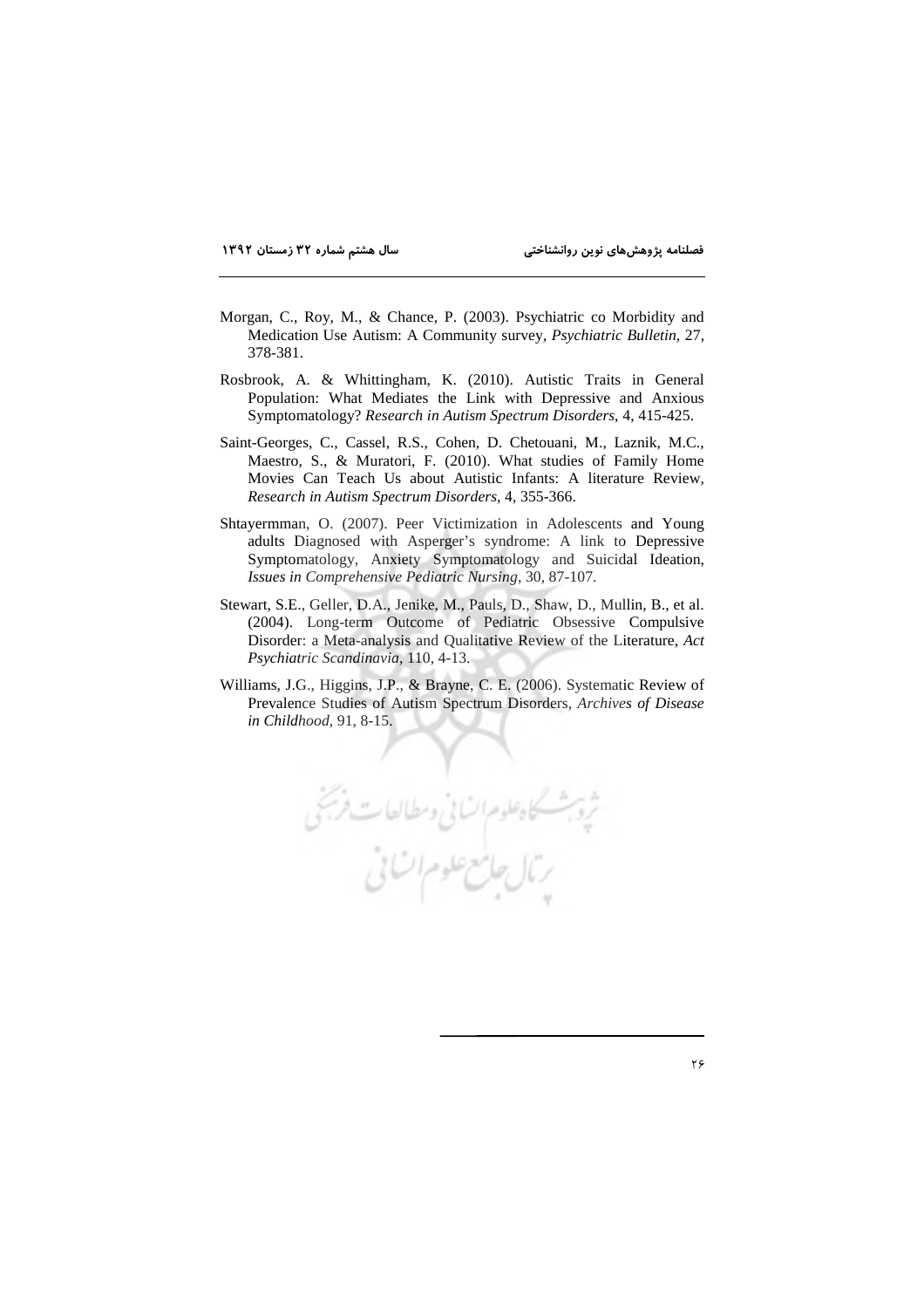Morgan, C., Roy, M., & Chance, P. (2003). Psychiatric co Morbidity and Medication Use Autism: A Community survey, *Psychiatric Bulletin*, 27, 378-381.

Rosbrook, A. & Whittingham, K. (2010). Autistic Traits in General Population: What Mediates the Link with Depressive and Anxious Symptomatology? *Research in Autism Spectrum Disorders*, 4, 415-425.

Saint-Georges, C., Cassel, R.S., Cohen, D. Chetouani, M., Laznik, M.C., Maestro, S., & Muratori, F. (2010). What studies of Family Home Movies Can Teach Us about Autistic Infants: A literature Review, *Research in Autism Spectrum Disorders*, 4, 355-366.

Shtayermman, O. (2007). Peer Victimization in Adolescents and Young adults Diagnosed with Asperger's syndrome: A link to Depressive Symptomatology, Anxiety Symptomatology and Suicidal Ideation, *Issues in Comprehensive Pediatric Nursing*, 30, 87-107.

Stewart, S.E., Geller, D.A., Jenike, M., Pauls, D., Shaw, D., Mullin, B., et al. (2004). Long-term Outcome of Pediatric Obsessive Compulsive Disorder: a Meta-analysis and Qualitative Review of the Literature, *Act Psychiatric Scandinavia*, 110, 4-13.

Williams, J.G., Higgins, J.P., & Brayne, C. E. (2006). Systematic Review of Prevalence Studies of Autism Spectrum Disorders, *Archives of Disease in Childhood*, 91, 8-15.